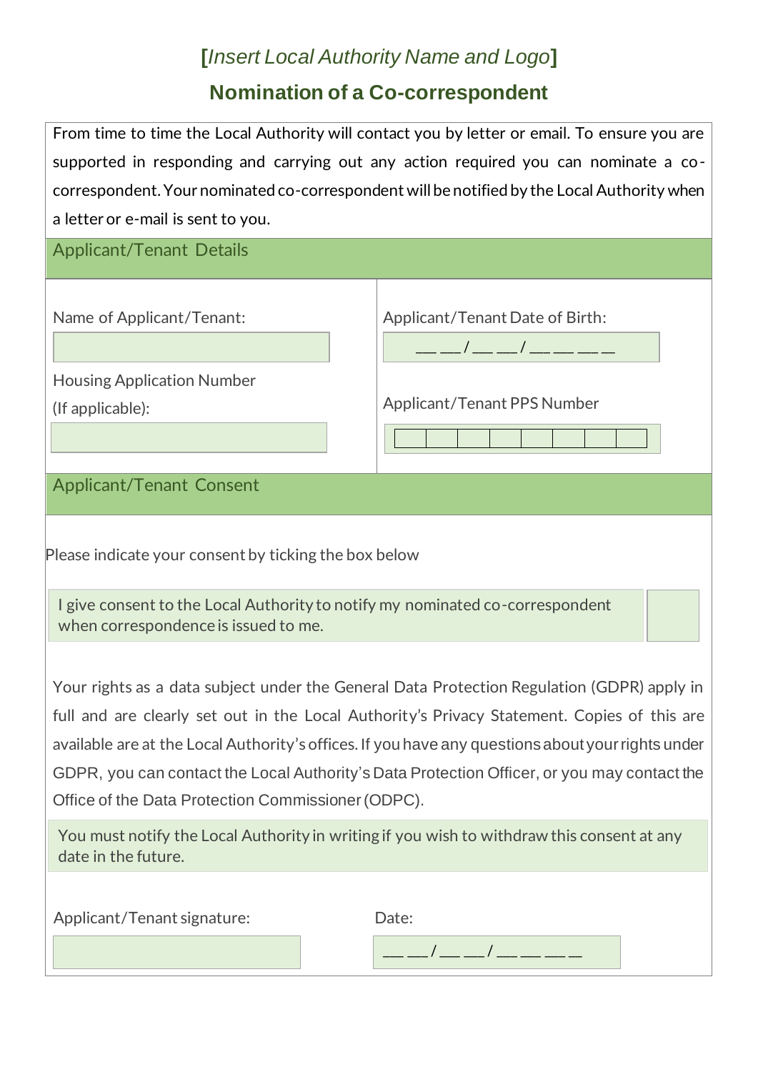**[*Insert Local Authority Name and Logo*]**

## Nomination of a Co-correspondent

From time to time the Local Authority will contact you by letter or email. To ensure you are supported in responding and carrying out any action required you can nominate a co-correspondent. Your nominated co-correspondent will be notified by the Local Authority when a letter or e-mail is sent to you.

### Applicant/Tenant Details

Name of Applicant/Tenant:

Applicant/Tenant Date of Birth:

___ ___/ ___ ___/ ___ ___ ___ ___

Housing Application Number (If applicable):

Applicant/Tenant PPS Number

| | | | | | | | |
|---|---|---|---|---|---|---|---|

### Applicant/Tenant Consent

Please indicate your consent by ticking the box below

I give consent to the Local Authority to notify my nominated co-correspondent when correspondence is issued to me. ☐

Your rights as a data subject under the General Data Protection Regulation (GDPR) apply in full and are clearly set out in the Local Authority's Privacy Statement. Copies of this are available are at the Local Authority's offices. If you have any questions about your rights under GDPR, you can contact the Local Authority's Data Protection Officer, or you may contact the Office of the Data Protection Commissioner (ODPC).

You must notify the Local Authority in writing if you wish to withdraw this consent at any date in the future.

Applicant/Tenant signature:

Date:

___ ___/ ___ ___/ ___ ___ ___ ___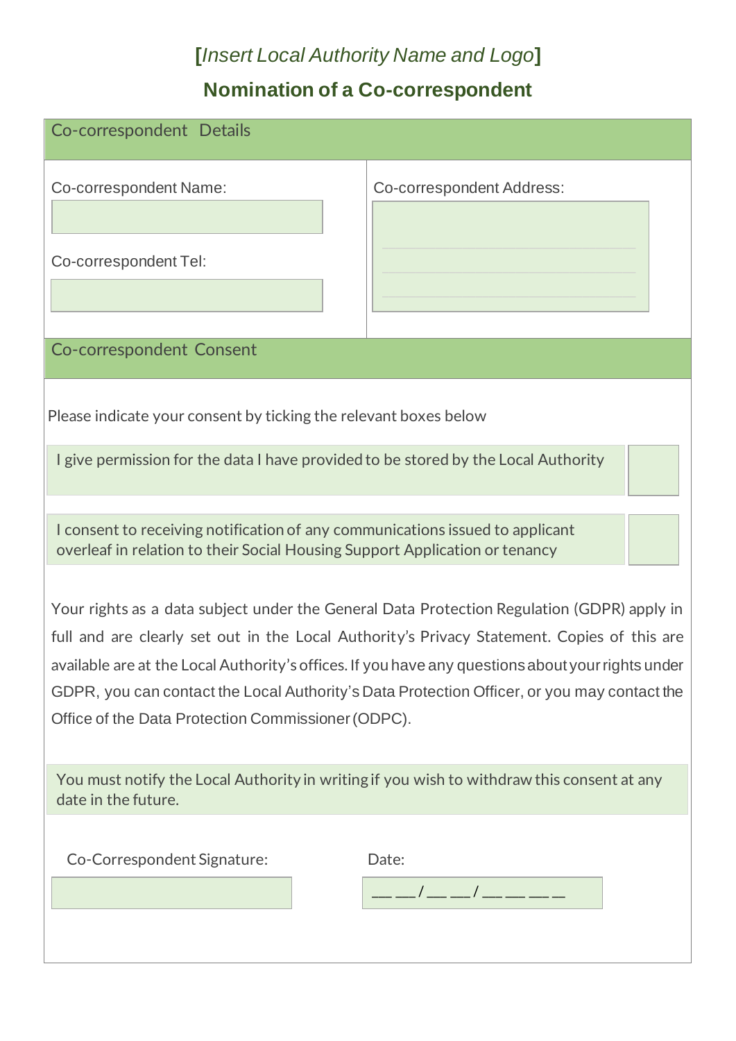**[*Insert Local Authority Name and Logo*]**

## Nomination of a Co-correspondent

### Co-correspondent Details

Co-correspondent Name:

Co-correspondent Tel:

Co-correspondent Address:

### Co-correspondent Consent

Please indicate your consent by ticking the relevant boxes below

| | |
|---|---|
| I give permission for the data I have provided to be stored by the Local Authority | ☐ |
| I consent to receiving notification of any communications issued to applicant overleaf in relation to their Social Housing Support Application or tenancy | ☐ |

Your rights as a data subject under the General Data Protection Regulation (GDPR) apply in full and are clearly set out in the Local Authority's Privacy Statement. Copies of this are available are at the Local Authority's offices. If you have any questions about your rights under GDPR, you can contact the Local Authority's Data Protection Officer, or you may contact the Office of the Data Protection Commissioner (ODPC).

You must notify the Local Authority in writing if you wish to withdraw this consent at any date in the future.

Co-Correspondent Signature:

Date: __ __ / __ __ / __ __ __ __